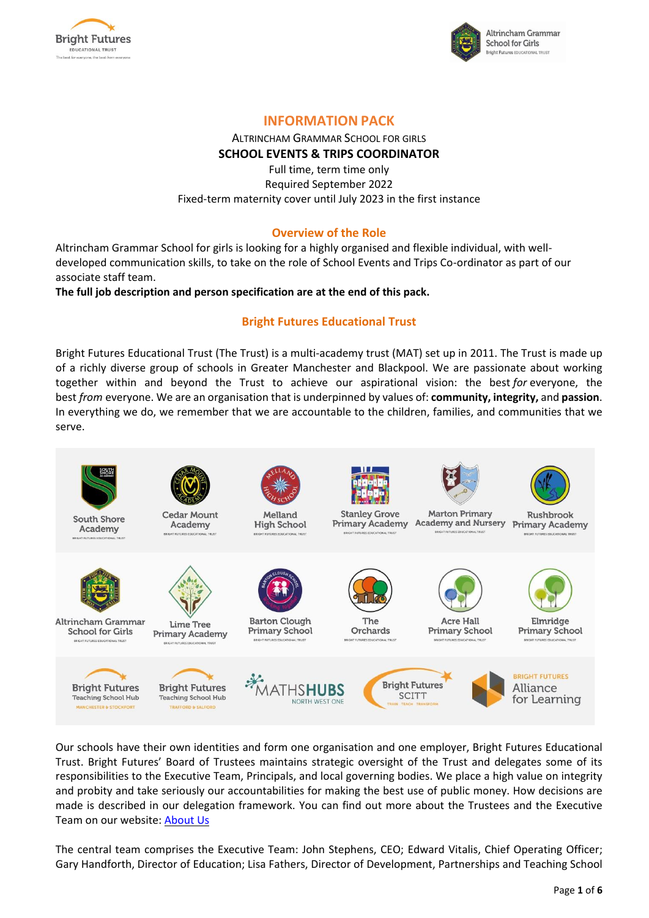# INFORMATION PACK

ALTRINCHAM GRAMMAR SCHOOL FOR GIRLS

**SCHOOL EVENTS & TRIPS COORDINATOR**

Full time, term time only

Required September 2022

Fixed-term maternity cover until July 2023 in the first instance

## Overview of the Role

Altrincham Grammar School for girls is looking for a highly organised and flexible individual, with well-developed communication skills, to take on the role of School Events and Trips Co-ordinator as part of our associate staff team.

**The full job description and person specification are at the end of this pack.**

## Bright Futures Educational Trust

Bright Futures Educational Trust (The Trust) is a multi-academy trust (MAT) set up in 2011. The Trust is made up of a richly diverse group of schools in Greater Manchester and Blackpool. We are passionate about working together within and beyond the Trust to achieve our aspirational vision: the best *for* everyone, the best *from* everyone. We are an organisation that is underpinned by values of: **community, integrity,** and **passion**. In everything we do, we remember that we are accountable to the children, families, and communities that we serve.

South Shore Academy, Cedar Mount Academy, Melland High School, Stanley Grove Primary Academy, Marton Primary Academy and Nursery, Rushbrook Primary Academy, Altrincham Grammar School for Girls, Lime Tree Primary Academy, Barton Clough Primary School, The Orchards, Acre Hall Primary School, Elmridge Primary School, Bright Futures Teaching School Hub Manchester & Stockport, Bright Futures Teaching School Hub Trafford & Salford, Maths Hubs North West One, Bright Futures SCITT, Bright Futures Alliance for Learning

Our schools have their own identities and form one organisation and one employer, Bright Futures Educational Trust. Bright Futures' Board of Trustees maintains strategic oversight of the Trust and delegates some of its responsibilities to the Executive Team, Principals, and local governing bodies. We place a high value on integrity and probity and take seriously our accountabilities for making the best use of public money. How decisions are made is described in our delegation framework. You can find out more about the Trustees and the Executive Team on our website: About Us

The central team comprises the Executive Team: John Stephens, CEO; Edward Vitalis, Chief Operating Officer; Gary Handforth, Director of Education; Lisa Fathers, Director of Development, Partnerships and Teaching School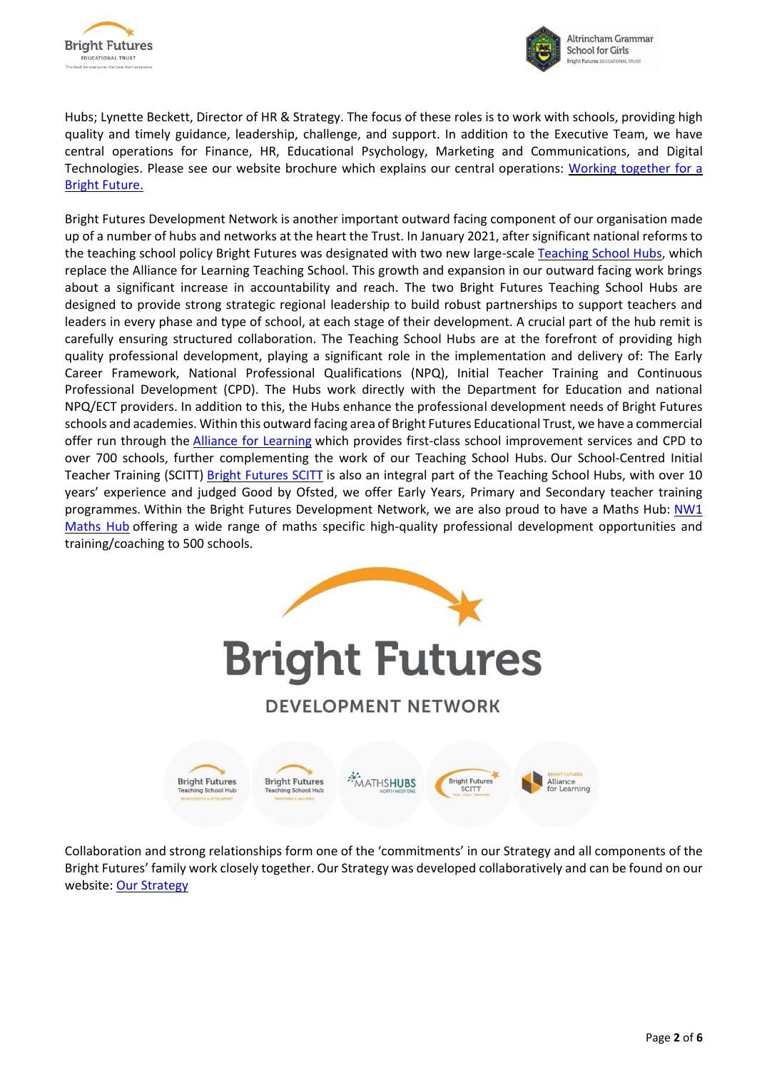Hubs; Lynette Beckett, Director of HR & Strategy. The focus of these roles is to work with schools, providing high quality and timely guidance, leadership, challenge, and support. In addition to the Executive Team, we have central operations for Finance, HR, Educational Psychology, Marketing and Communications, and Digital Technologies. Please see our website brochure which explains our central operations: Working together for a Bright Future.

Bright Futures Development Network is another important outward facing component of our organisation made up of a number of hubs and networks at the heart the Trust. In January 2021, after significant national reforms to the teaching school policy Bright Futures was designated with two new large-scale Teaching School Hubs, which replace the Alliance for Learning Teaching School. This growth and expansion in our outward facing work brings about a significant increase in accountability and reach. The two Bright Futures Teaching School Hubs are designed to provide strong strategic regional leadership to build robust partnerships to support teachers and leaders in every phase and type of school, at each stage of their development. A crucial part of the hub remit is carefully ensuring structured collaboration. The Teaching School Hubs are at the forefront of providing high quality professional development, playing a significant role in the implementation and delivery of: The Early Career Framework, National Professional Qualifications (NPQ), Initial Teacher Training and Continuous Professional Development (CPD). The Hubs work directly with the Department for Education and national NPQ/ECT providers. In addition to this, the Hubs enhance the professional development needs of Bright Futures schools and academies. Within this outward facing area of Bright Futures Educational Trust, we have a commercial offer run through the Alliance for Learning which provides first-class school improvement services and CPD to over 700 schools, further complementing the work of our Teaching School Hubs. Our School-Centred Initial Teacher Training (SCITT) Bright Futures SCITT is also an integral part of the Teaching School Hubs, with over 10 years' experience and judged Good by Ofsted, we offer Early Years, Primary and Secondary teacher training programmes. Within the Bright Futures Development Network, we are also proud to have a Maths Hub: NW1 Maths Hub offering a wide range of maths specific high-quality professional development opportunities and training/coaching to 500 schools.

Collaboration and strong relationships form one of the 'commitments' in our Strategy and all components of the Bright Futures' family work closely together. Our Strategy was developed collaboratively and can be found on our website: Our Strategy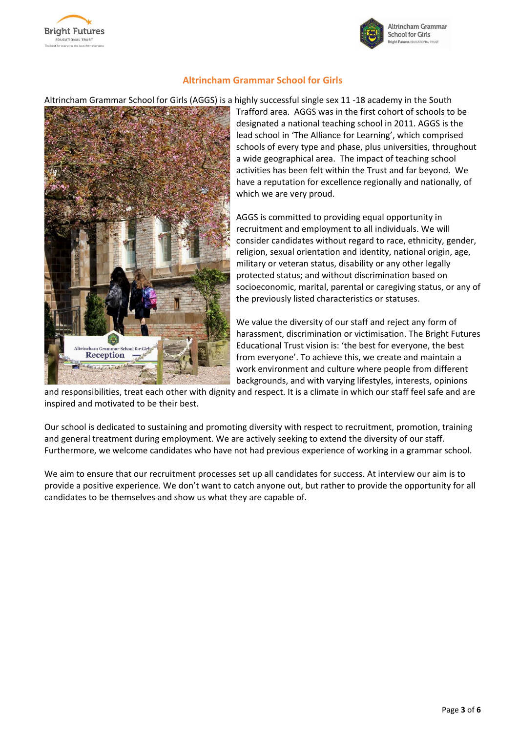## Altrincham Grammar School for Girls

Altrincham Grammar School for Girls (AGGS) is a highly successful single sex 11 -18 academy in the South Trafford area. AGGS was in the first cohort of schools to be designated a national teaching school in 2011. AGGS is the lead school in 'The Alliance for Learning', which comprised schools of every type and phase, plus universities, throughout a wide geographical area. The impact of teaching school activities has been felt within the Trust and far beyond. We have a reputation for excellence regionally and nationally, of which we are very proud.

AGGS is committed to providing equal opportunity in recruitment and employment to all individuals. We will consider candidates without regard to race, ethnicity, gender, religion, sexual orientation and identity, national origin, age, military or veteran status, disability or any other legally protected status; and without discrimination based on socioeconomic, marital, parental or caregiving status, or any of the previously listed characteristics or statuses.

We value the diversity of our staff and reject any form of harassment, discrimination or victimisation. The Bright Futures Educational Trust vision is: 'the best for everyone, the best from everyone'. To achieve this, we create and maintain a work environment and culture where people from different backgrounds, and with varying lifestyles, interests, opinions and responsibilities, treat each other with dignity and respect. It is a climate in which our staff feel safe and are inspired and motivated to be their best.

Our school is dedicated to sustaining and promoting diversity with respect to recruitment, promotion, training and general treatment during employment. We are actively seeking to extend the diversity of our staff. Furthermore, we welcome candidates who have not had previous experience of working in a grammar school.

We aim to ensure that our recruitment processes set up all candidates for success. At interview our aim is to provide a positive experience. We don't want to catch anyone out, but rather to provide the opportunity for all candidates to be themselves and show us what they are capable of.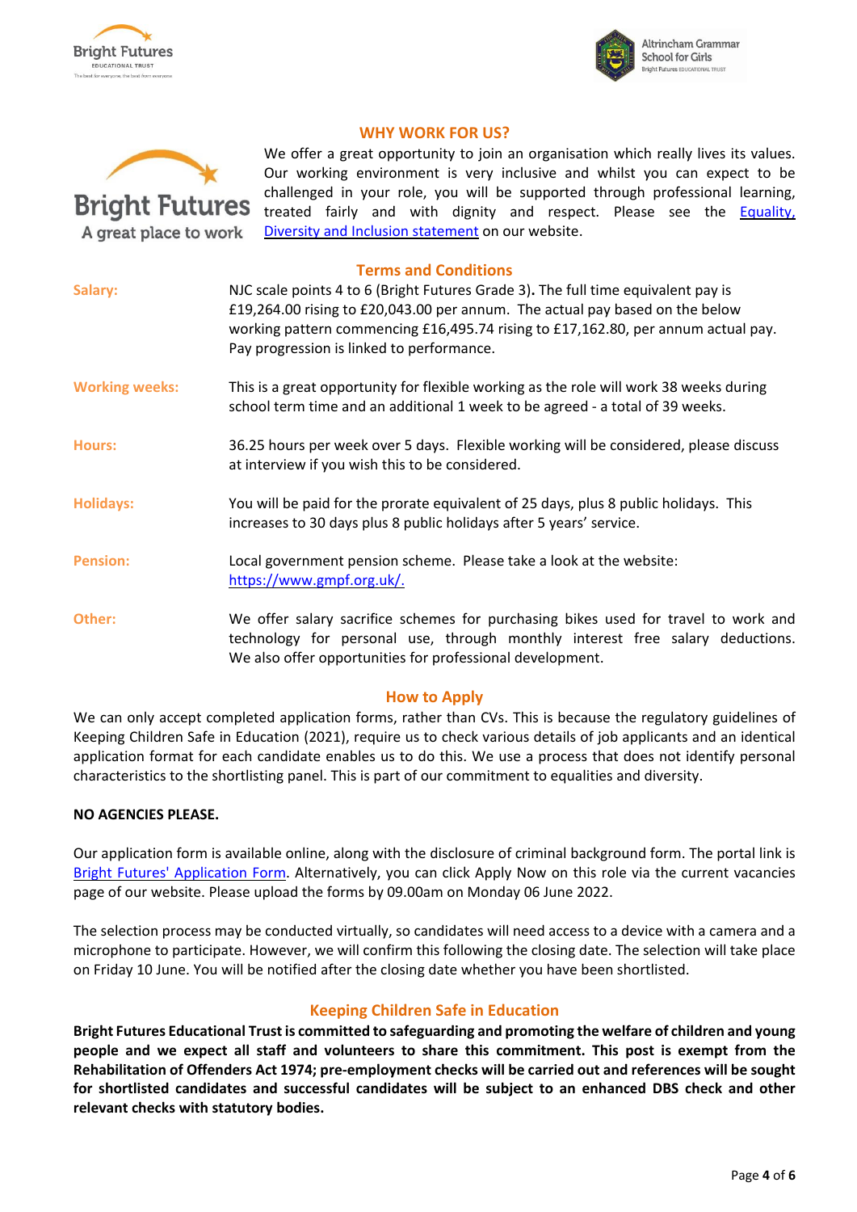## WHY WORK FOR US?

We offer a great opportunity to join an organisation which really lives its values. Our working environment is very inclusive and whilst you can expect to be challenged in your role, you will be supported through professional learning, treated fairly and with dignity and respect. Please see the [Equality, Diversity and Inclusion statement]() on our website.

## Terms and Conditions

**Salary:** NJC scale points 4 to 6 (Bright Futures Grade 3)**.** The full time equivalent pay is £19,264.00 rising to £20,043.00 per annum. The actual pay based on the below working pattern commencing £16,495.74 rising to £17,162.80, per annum actual pay. Pay progression is linked to performance.

**Working weeks:** This is a great opportunity for flexible working as the role will work 38 weeks during school term time and an additional 1 week to be agreed - a total of 39 weeks.

**Hours:** 36.25 hours per week over 5 days. Flexible working will be considered, please discuss at interview if you wish this to be considered.

**Holidays:** You will be paid for the prorate equivalent of 25 days, plus 8 public holidays. This increases to 30 days plus 8 public holidays after 5 years' service.

**Pension:** Local government pension scheme. Please take a look at the website: https://www.gmpf.org.uk/.

**Other:** We offer salary sacrifice schemes for purchasing bikes used for travel to work and technology for personal use, through monthly interest free salary deductions. We also offer opportunities for professional development.

## How to Apply

We can only accept completed application forms, rather than CVs. This is because the regulatory guidelines of Keeping Children Safe in Education (2021), require us to check various details of job applicants and an identical application format for each candidate enables us to do this. We use a process that does not identify personal characteristics to the shortlisting panel. This is part of our commitment to equalities and diversity.

**NO AGENCIES PLEASE.**

Our application form is available online, along with the disclosure of criminal background form. The portal link is [Bright Futures' Application Form](). Alternatively, you can click Apply Now on this role via the current vacancies page of our website. Please upload the forms by 09.00am on Monday 06 June 2022.

The selection process may be conducted virtually, so candidates will need access to a device with a camera and a microphone to participate. However, we will confirm this following the closing date. The selection will take place on Friday 10 June. You will be notified after the closing date whether you have been shortlisted.

## Keeping Children Safe in Education

**Bright Futures Educational Trust is committed to safeguarding and promoting the welfare of children and young people and we expect all staff and volunteers to share this commitment. This post is exempt from the Rehabilitation of Offenders Act 1974; pre-employment checks will be carried out and references will be sought for shortlisted candidates and successful candidates will be subject to an enhanced DBS check and other relevant checks with statutory bodies.**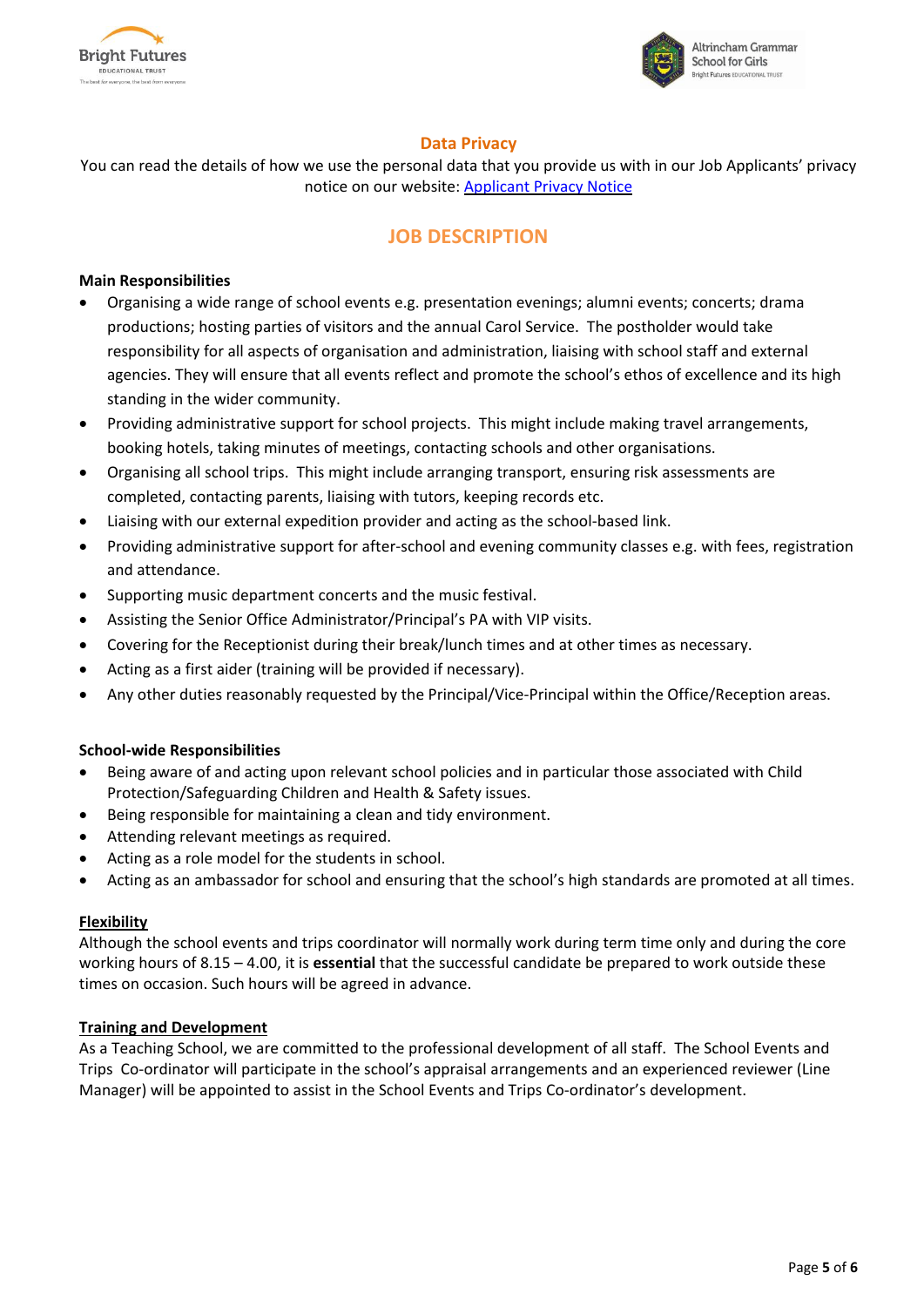## Data Privacy

You can read the details of how we use the personal data that you provide us with in our Job Applicants' privacy notice on our website: [Applicant Privacy Notice]

# JOB DESCRIPTION

**Main Responsibilities**

- Organising a wide range of school events e.g. presentation evenings; alumni events; concerts; drama productions; hosting parties of visitors and the annual Carol Service. The postholder would take responsibility for all aspects of organisation and administration, liaising with school staff and external agencies. They will ensure that all events reflect and promote the school's ethos of excellence and its high standing in the wider community.
- Providing administrative support for school projects. This might include making travel arrangements, booking hotels, taking minutes of meetings, contacting schools and other organisations.
- Organising all school trips. This might include arranging transport, ensuring risk assessments are completed, contacting parents, liaising with tutors, keeping records etc.
- Liaising with our external expedition provider and acting as the school-based link.
- Providing administrative support for after-school and evening community classes e.g. with fees, registration and attendance.
- Supporting music department concerts and the music festival.
- Assisting the Senior Office Administrator/Principal's PA with VIP visits.
- Covering for the Receptionist during their break/lunch times and at other times as necessary.
- Acting as a first aider (training will be provided if necessary).
- Any other duties reasonably requested by the Principal/Vice-Principal within the Office/Reception areas.

**School-wide Responsibilities**

- Being aware of and acting upon relevant school policies and in particular those associated with Child Protection/Safeguarding Children and Health & Safety issues.
- Being responsible for maintaining a clean and tidy environment.
- Attending relevant meetings as required.
- Acting as a role model for the students in school.
- Acting as an ambassador for school and ensuring that the school's high standards are promoted at all times.

**Flexibility**

Although the school events and trips coordinator will normally work during term time only and during the core working hours of 8.15 – 4.00, it is **essential** that the successful candidate be prepared to work outside these times on occasion. Such hours will be agreed in advance.

**Training and Development**

As a Teaching School, we are committed to the professional development of all staff. The School Events and Trips Co-ordinator will participate in the school's appraisal arrangements and an experienced reviewer (Line Manager) will be appointed to assist in the School Events and Trips Co-ordinator's development.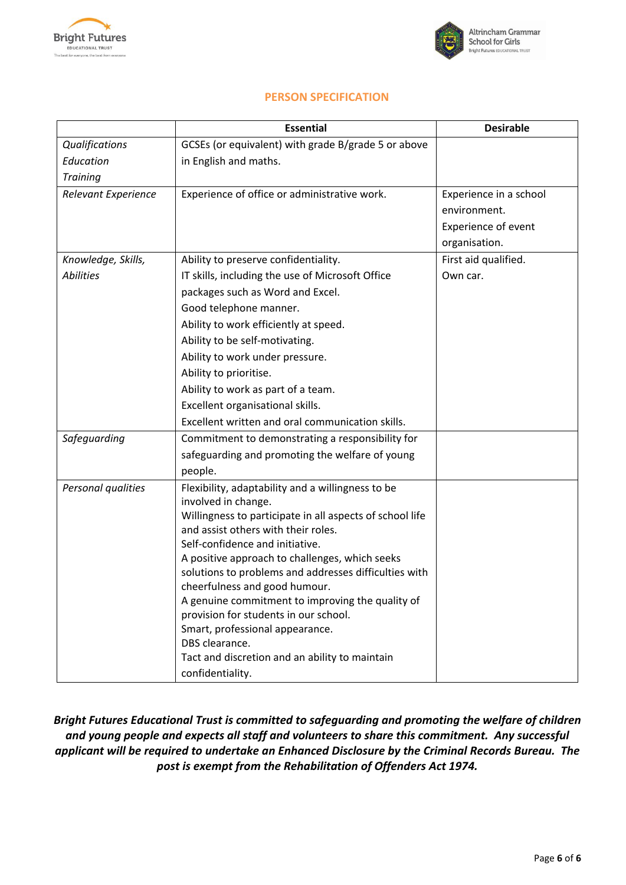## PERSON SPECIFICATION

| | Essential | Desirable |
|---|---|---|
| *Qualifications*<br>*Education*<br>*Training* | GCSEs (or equivalent) with grade B/grade 5 or above in English and maths. | |
| *Relevant Experience* | Experience of office or administrative work. | Experience in a school environment.<br>Experience of event organisation. |
| *Knowledge, Skills, Abilities* | Ability to preserve confidentiality.<br>IT skills, including the use of Microsoft Office packages such as Word and Excel.<br>Good telephone manner.<br>Ability to work efficiently at speed.<br>Ability to be self-motivating.<br>Ability to work under pressure.<br>Ability to prioritise.<br>Ability to work as part of a team.<br>Excellent organisational skills.<br>Excellent written and oral communication skills. | First aid qualified.<br>Own car. |
| *Safeguarding* | Commitment to demonstrating a responsibility for safeguarding and promoting the welfare of young people. | |
| *Personal qualities* | Flexibility, adaptability and a willingness to be involved in change.<br>Willingness to participate in all aspects of school life and assist others with their roles.<br>Self-confidence and initiative.<br>A positive approach to challenges, which seeks solutions to problems and addresses difficulties with cheerfulness and good humour.<br>A genuine commitment to improving the quality of provision for students in our school.<br>Smart, professional appearance.<br>DBS clearance.<br>Tact and discretion and an ability to maintain confidentiality. | |

***Bright Futures Educational Trust is committed to safeguarding and promoting the welfare of children and young people and expects all staff and volunteers to share this commitment. Any successful applicant will be required to undertake an Enhanced Disclosure by the Criminal Records Bureau. The post is exempt from the Rehabilitation of Offenders Act 1974.***